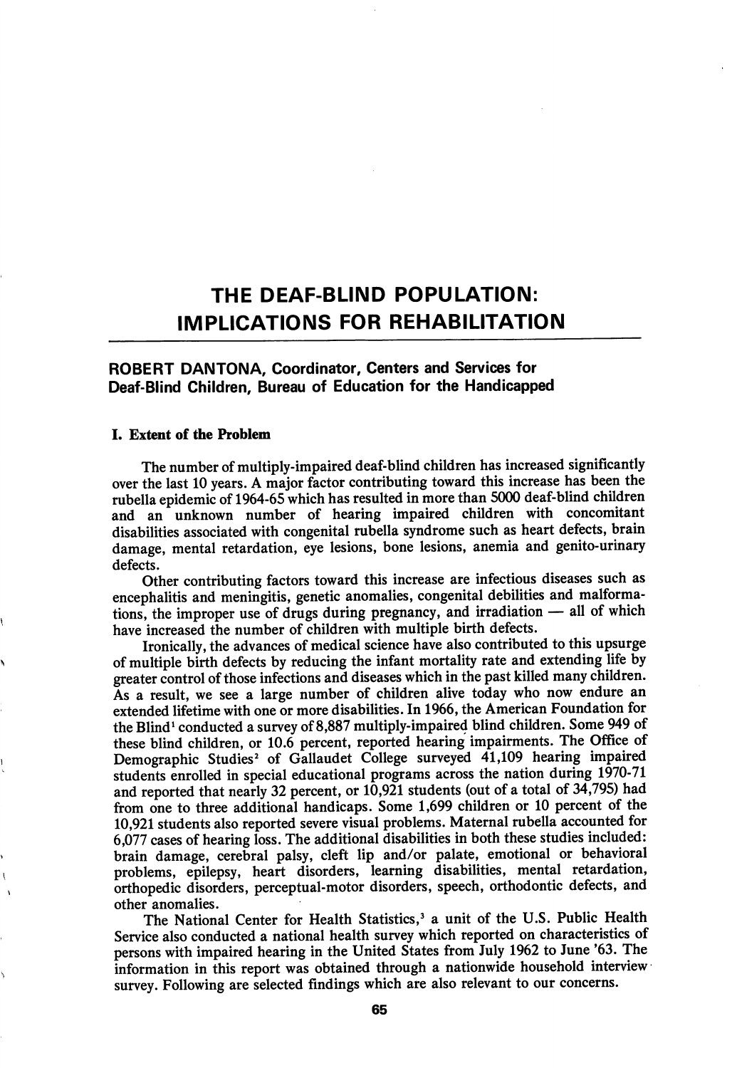# THE DEAF-BLIND POPULATION: IMPLICATIONS FOR REHABILITATION

**ROBERT DANTONA, Coordinator, Centers and Services for Deaf-Blind Children, Bureau of Education for the Handicapped**

### I. Extent of the Problem

The number of multiply-impaired deaf-blind children has increased significantly over the last 10 years. A major factor contributing toward this increase has been the rubella epidemic of 1964-65 which has resulted in more than 5000 deaf-blind children and an unknown number of hearing impaired children with concomitant disabilities associated with congenital rubella syndrome such as heart defects, brain damage, mental retardation, eye lesions, bone lesions, anemia and genito-urinary defects.

Other contributing factors toward this increase are infectious diseases such as encephalitis and meningitis, genetic anomalies, congenital debilities and malformations, the improper use of drugs during pregnancy, and irradiation — all of which have increased the number of children with multiple birth defects.

Ironically, the advances of medical science have also contributed to this upsurge of multiple birth defects by reducing the infant mortality rate and extending life by greater control of those infections and diseases which in the past killed many children. As a result, we see a large number of children alive today who now endure an extended lifetime with one or more disabilities. In 1966, the American Foundation for the Blind[1] conducted a survey of 8,887 multiply-impaired blind children. Some 949 of these blind children, or 10.6 percent, reported hearing impairments. The Office of Demographic Studies[2] of Gallaudet College surveyed 41,109 hearing impaired students enrolled in special educational programs across the nation during 1970-71 and reported that nearly 32 percent, or 10,921 students (out of a total of 34,795) had from one to three additional handicaps. Some 1,699 children or 10 percent of the 10,921 students also reported severe visual problems. Maternal rubella accounted for 6,077 cases of hearing loss. The additional disabilities in both these studies included: brain damage, cerebral palsy, cleft lip and/or palate, emotional or behavioral problems, epilepsy, heart disorders, learning disabilities, mental retardation, orthopedic disorders, perceptual-motor disorders, speech, orthodontic defects, and other anomalies.

The National Center for Health Statistics,[3] a unit of the U.S. Public Health Service also conducted a national health survey which reported on characteristics of persons with impaired hearing in the United States from July 1962 to June '63. The information in this report was obtained through a nationwide household interview survey. Following are selected findings which are also relevant to our concerns.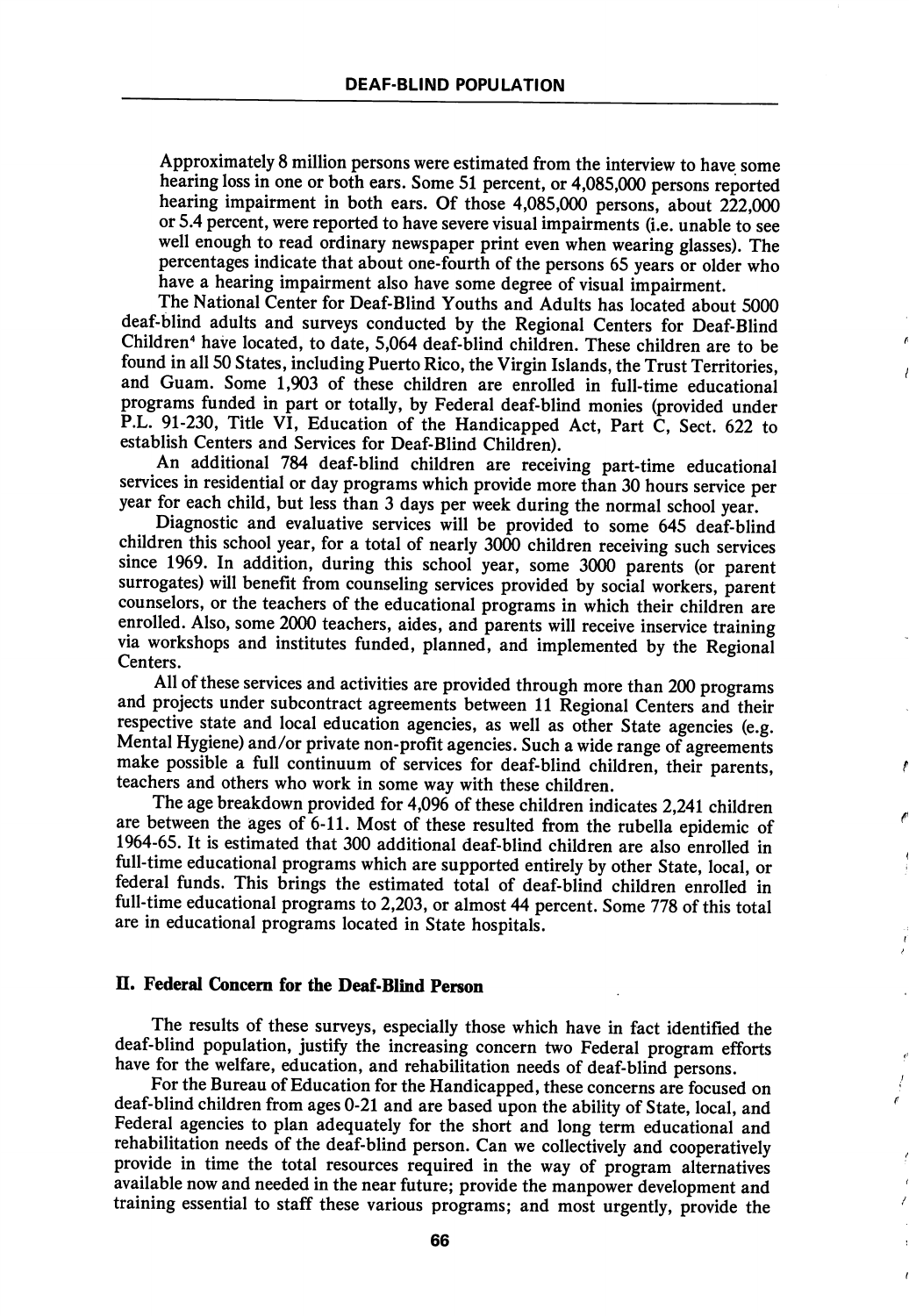Approximately 8 million persons were estimated from the interview to have some hearing loss in one or both ears. Some 51 percent, or 4,085,000 persons reported hearing impairment in both ears. Of those 4,085,000 persons, about 222,000 or 5.4 percent, were reported to have severe visual impairments (i.e. unable to see well enough to read ordinary newspaper print even when wearing glasses). The percentages indicate that about one-fourth of the persons 65 years or older who have a hearing impairment also have some degree of visual impairment.

The National Center for Deaf-Blind Youths and Adults has located about 5000 deaf-blind adults and surveys conducted by the Regional Centers for Deaf-Blind Children[4] have located, to date, 5,064 deaf-blind children. These children are to be found in all 50 States, including Puerto Rico, the Virgin Islands, the Trust Territories, and Guam. Some 1,903 of these children are enrolled in full-time educational programs funded in part or totally, by Federal deaf-blind monies (provided under P.L. 91-230, Title VI, Education of the Handicapped Act, Part C, Sect. 622 to establish Centers and Services for Deaf-Blind Children).

An additional 784 deaf-blind children are receiving part-time educational services in residential or day programs which provide more than 30 hours service per year for each child, but less than 3 days per week during the normal school year.

Diagnostic and evaluative services will be provided to some 645 deaf-blind children this school year, for a total of nearly 3000 children receiving such services since 1969. In addition, during this school year, some 3000 parents (or parent surrogates) will benefit from counseling services provided by social workers, parent counselors, or the teachers of the educational programs in which their children are enrolled. Also, some 2000 teachers, aides, and parents will receive inservice training via workshops and institutes funded, planned, and implemented by the Regional Centers.

All of these services and activities are provided through more than 200 programs and projects under subcontract agreements between 11 Regional Centers and their respective state and local education agencies, as well as other State agencies (e.g. Mental Hygiene) and/or private non-profit agencies. Such a wide range of agreements make possible a full continuum of services for deaf-blind children, their parents, teachers and others who work in some way with these children.

The age breakdown provided for 4,096 of these children indicates 2,241 children are between the ages of 6-11. Most of these resulted from the rubella epidemic of 1964-65. It is estimated that 300 additional deaf-blind children are also enrolled in full-time educational programs which are supported entirely by other State, local, or federal funds. This brings the estimated total of deaf-blind children enrolled in full-time educational programs to 2,203, or almost 44 percent. Some 778 of this total are in educational programs located in State hospitals.

## II. Federal Concern for the Deaf-Blind Person

The results of these surveys, especially those which have in fact identified the deaf-blind population, justify the increasing concern two Federal program efforts have for the welfare, education, and rehabilitation needs of deaf-blind persons.

For the Bureau of Education for the Handicapped, these concerns are focused on deaf-blind children from ages 0-21 and are based upon the ability of State, local, and Federal agencies to plan adequately for the short and long term educational and rehabilitation needs of the deaf-blind person. Can we collectively and cooperatively provide in time the total resources required in the way of program alternatives available now and needed in the near future; provide the manpower development and training essential to staff these various programs; and most urgently, provide the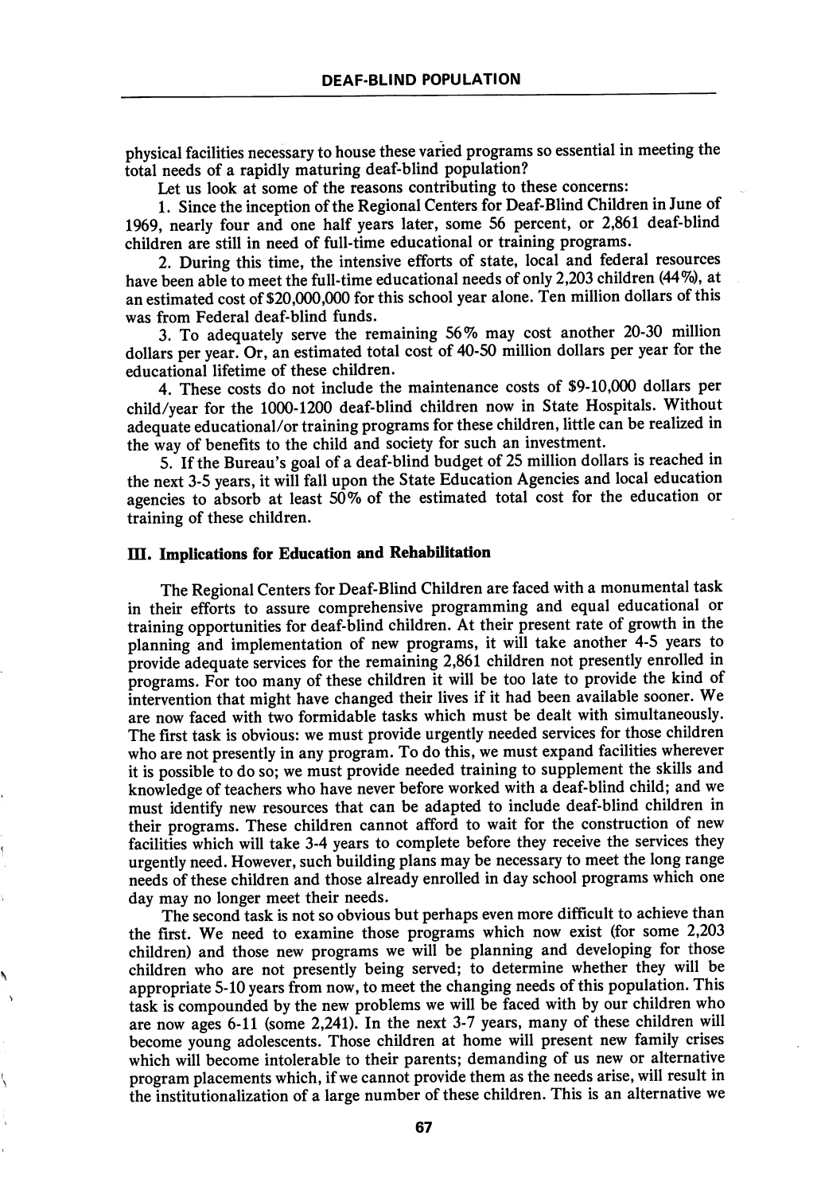physical facilities necessary to house these varied programs so essential in meeting the total needs of a rapidly maturing deaf-blind population?

Let us look at some of the reasons contributing to these concerns:

1. Since the inception of the Regional Centers for Deaf-Blind Children in June of 1969, nearly four and one half years later, some 56 percent, or 2,861 deaf-blind children are still in need of full-time educational or training programs.

2. During this time, the intensive efforts of state, local and federal resources have been able to meet the full-time educational needs of only 2,203 children (44%), at an estimated cost of $20,000,000 for this school year alone. Ten million dollars of this was from Federal deaf-blind funds.

3. To adequately serve the remaining 56% may cost another 20-30 million dollars per year. Or, an estimated total cost of 40-50 million dollars per year for the educational lifetime of these children.

4. These costs do not include the maintenance costs of $9-10,000 dollars per child/year for the 1000-1200 deaf-blind children now in State Hospitals. Without adequate educational/or training programs for these children, little can be realized in the way of benefits to the child and society for such an investment.

5. If the Bureau's goal of a deaf-blind budget of 25 million dollars is reached in the next 3-5 years, it will fall upon the State Education Agencies and local education agencies to absorb at least 50% of the estimated total cost for the education or training of these children.

## III. Implications for Education and Rehabilitation

The Regional Centers for Deaf-Blind Children are faced with a monumental task in their efforts to assure comprehensive programming and equal educational or training opportunities for deaf-blind children. At their present rate of growth in the planning and implementation of new programs, it will take another 4-5 years to provide adequate services for the remaining 2,861 children not presently enrolled in programs. For too many of these children it will be too late to provide the kind of intervention that might have changed their lives if it had been available sooner. We are now faced with two formidable tasks which must be dealt with simultaneously. The first task is obvious: we must provide urgently needed services for those children who are not presently in any program. To do this, we must expand facilities wherever it is possible to do so; we must provide needed training to supplement the skills and knowledge of teachers who have never before worked with a deaf-blind child; and we must identify new resources that can be adapted to include deaf-blind children in their programs. These children cannot afford to wait for the construction of new facilities which will take 3-4 years to complete before they receive the services they urgently need. However, such building plans may be necessary to meet the long range needs of these children and those already enrolled in day school programs which one day may no longer meet their needs.

The second task is not so obvious but perhaps even more difficult to achieve than the first. We need to examine those programs which now exist (for some 2,203 children) and those new programs we will be planning and developing for those children who are not presently being served; to determine whether they will be appropriate 5-10 years from now, to meet the changing needs of this population. This task is compounded by the new problems we will be faced with by our children who are now ages 6-11 (some 2,241). In the next 3-7 years, many of these children will become young adolescents. Those children at home will present new family crises which will become intolerable to their parents; demanding of us new or alternative program placements which, if we cannot provide them as the needs arise, will result in the institutionalization of a large number of these children. This is an alternative we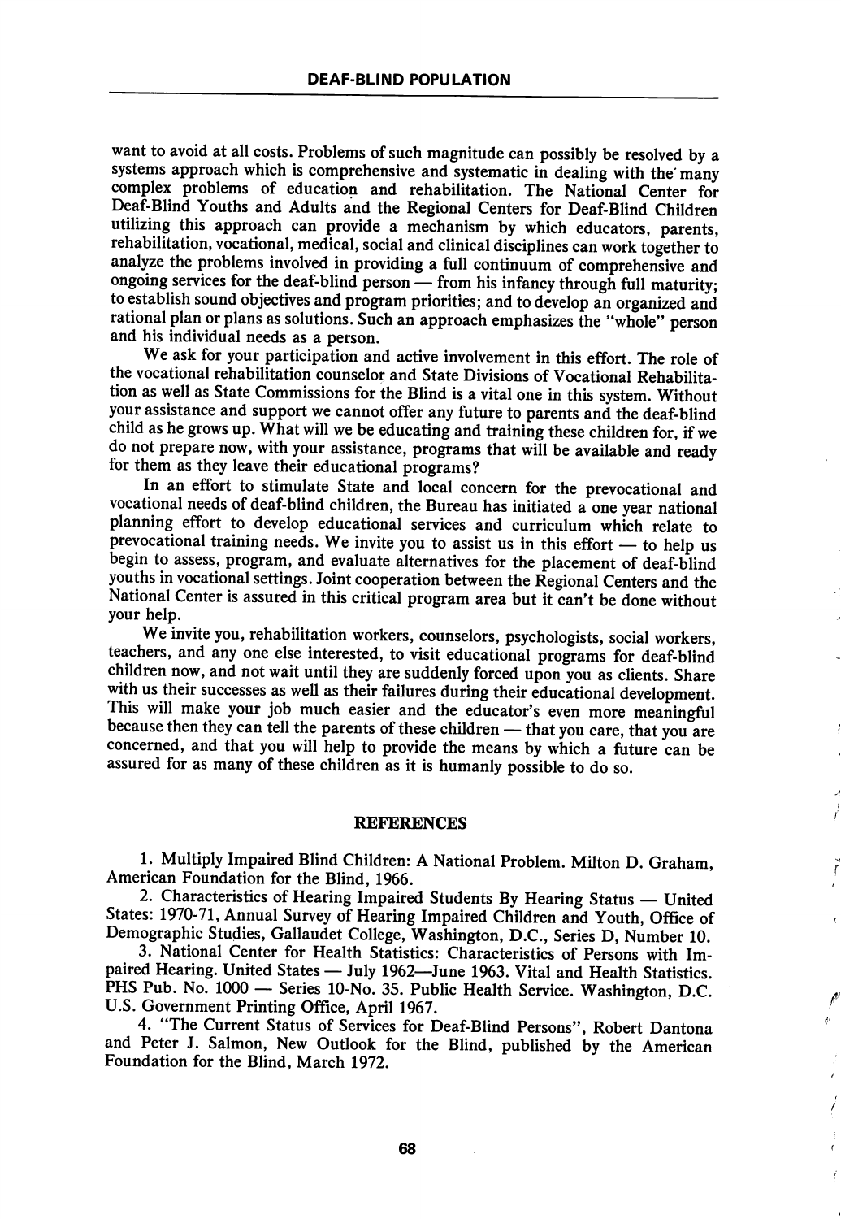want to avoid at all costs. Problems of such magnitude can possibly be resolved by a systems approach which is comprehensive and systematic in dealing with the many complex problems of education and rehabilitation. The National Center for Deaf-Blind Youths and Adults and the Regional Centers for Deaf-Blind Children utilizing this approach can provide a mechanism by which educators, parents, rehabilitation, vocational, medical, social and clinical disciplines can work together to analyze the problems involved in providing a full continuum of comprehensive and ongoing services for the deaf-blind person — from his infancy through full maturity; to establish sound objectives and program priorities; and to develop an organized and rational plan or plans as solutions. Such an approach emphasizes the "whole" person and his individual needs as a person.

We ask for your participation and active involvement in this effort. The role of the vocational rehabilitation counselor and State Divisions of Vocational Rehabilitation as well as State Commissions for the Blind is a vital one in this system. Without your assistance and support we cannot offer any future to parents and the deaf-blind child as he grows up. What will we be educating and training these children for, if we do not prepare now, with your assistance, programs that will be available and ready for them as they leave their educational programs?

In an effort to stimulate State and local concern for the prevocational and vocational needs of deaf-blind children, the Bureau has initiated a one year national planning effort to develop educational services and curriculum which relate to prevocational training needs. We invite you to assist us in this effort — to help us begin to assess, program, and evaluate alternatives for the placement of deaf-blind youths in vocational settings. Joint cooperation between the Regional Centers and the National Center is assured in this critical program area but it can't be done without your help.

We invite you, rehabilitation workers, counselors, psychologists, social workers, teachers, and any one else interested, to visit educational programs for deaf-blind children now, and not wait until they are suddenly forced upon you as clients. Share with us their successes as well as their failures during their educational development. This will make your job much easier and the educator's even more meaningful because then they can tell the parents of these children — that you care, that you are concerned, and that you will help to provide the means by which a future can be assured for as many of these children as it is humanly possible to do so.

## REFERENCES

1. Multiply Impaired Blind Children: A National Problem. Milton D. Graham, American Foundation for the Blind, 1966.
2. Characteristics of Hearing Impaired Students By Hearing Status — United States: 1970-71, Annual Survey of Hearing Impaired Children and Youth, Office of Demographic Studies, Gallaudet College, Washington, D.C., Series D, Number 10.
3. National Center for Health Statistics: Characteristics of Persons with Impaired Hearing. United States — July 1962—June 1963. Vital and Health Statistics. PHS Pub. No. 1000 — Series 10-No. 35. Public Health Service. Washington, D.C. U.S. Government Printing Office, April 1967.
4. "The Current Status of Services for Deaf-Blind Persons", Robert Dantona and Peter J. Salmon, New Outlook for the Blind, published by the American Foundation for the Blind, March 1972.